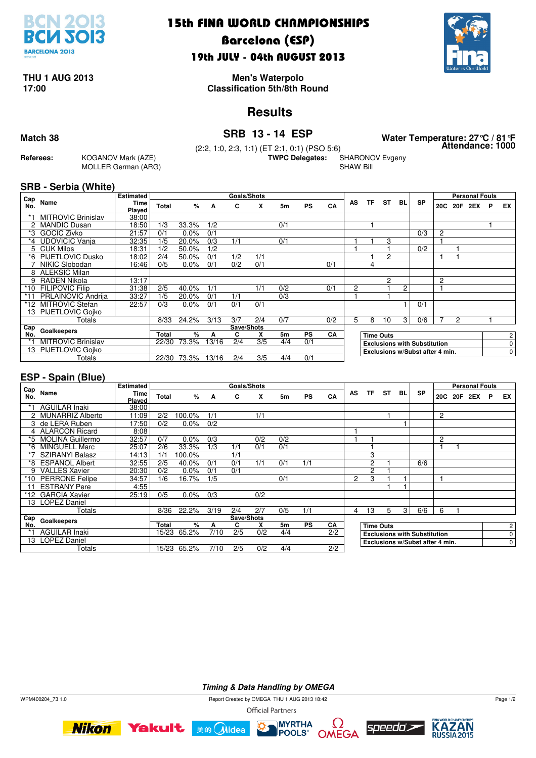# 15th FINA WORLD CHAMPIONSHIPS

## Barcelona (ESP)

### 19th JULY - 04th AUGUST 2013

**THU 1 AUG 2013**
**17:00**

**Men's Waterpolo**
**Classification 5th/8th Round**

## Results

**Match 38**

## SRB 13 - 14 ESP

(2:2, 1:0, 2:3, 1:1) (ET 2:1, 0:1) (PSO 5:6)

**Water Temperature: 27°C / 81°F**
**Attendance: 1000**

**Referees:** KOGANOV Mark (AZE), MOLLER German (ARG)

**TWPC Delegates:** SHARONOV Evgeny, SHAW Bill

### SRB - Serbia (White)

| Cap No. | Name | Estimated Time Played | Goals/Shots Total | % | A | C | X | 5m | PS | CA | AS | TF | ST | BL | SP | 20C | 20F | 2EX | P | EX |
|---|---|---|---|---|---|---|---|---|---|---|---|---|---|---|---|---|---|---|---|---|
| *1 | MITROVIC Brinislav | 38:00 | | | | | | | | | | | | | | | | | | |
| 2 | MANDIC Dusan | 18:50 | 1/3 | 33.3% | 1/2 | | | 0/1 | | | | 1 | | | | | | | 1 | |
| *3 | GOCIC Zivko | 21:57 | 0/1 | 0.0% | 0/1 | | | | | | | | | | 0/3 | 2 | | | | |
| *4 | UDOVICIC Vanja | 32:35 | 1/5 | 20.0% | 0/3 | 1/1 | | 0/1 | | | 1 | 1 | 3 | | | 1 | | | | |
| 5 | CUK Milos | 18:31 | 1/2 | 50.0% | 1/2 | | | | | | 1 | | 1 | | 0/2 | | 1 | | | |
| *6 | PIJETLOVIC Dusko | 18:02 | 2/4 | 50.0% | 0/1 | 1/2 | 1/1 | | | | | 1 | 2 | | | 1 | 1 | | | |
| 7 | NIKIC Slobodan | 16:46 | 0/5 | 0.0% | 0/1 | 0/2 | 0/1 | | | 0/1 | | 4 | | | | | | | | |
| 8 | ALEKSIC Milan | | | | | | | | | | | | | | | | | | | |
| 9 | RADEN Nikola | 13:17 | | | | | | | | | | | 2 | | | 2 | | | | |
| *10 | FILIPOVIC Filip | 31:38 | 2/5 | 40.0% | 1/1 | | 1/1 | 0/2 | | 0/1 | 2 | | 1 | 2 | | 1 | | | | |
| *11 | PRLAINOVIC Andrija | 33:27 | 1/5 | 20.0% | 0/1 | 1/1 | | 0/3 | | | 1 | | 1 | | | | | | | |
| *12 | MITROVIC Stefan | 22:57 | 0/3 | 0.0% | 0/1 | 0/1 | 0/1 | | | | | | | 1 | 0/1 | | | | | |
| 13 | PIJETLOVIC Gojko | | | | | | | | | | | | | | | | | | | |
| | Totals | | 8/33 | 24.2% | 3/13 | 3/7 | 2/4 | 0/7 | | 0/2 | 5 | 8 | 10 | 3 | 0/6 | 7 | 2 | | 1 | |

| Cap No. | Goalkeepers | Save/Shots Total | % | A | C | X | 5m | PS | CA |
|---|---|---|---|---|---|---|---|---|---|
| *1 | MITROVIC Brinislav | 22/30 | 73.3% | 13/16 | 2/4 | 3/5 | 4/4 | 0/1 | |
| 13 | PIJETLOVIC Gojko | | | | | | | | |
| | Totals | 22/30 | 73.3% | 13/16 | 2/4 | 3/5 | 4/4 | 0/1 | |

| | |
|---|---|
| Time Outs | 2 |
| Exclusions with Substitution | 0 |
| Exclusions w/Subst after 4 min. | 0 |

### ESP - Spain (Blue)

| Cap No. | Name | Estimated Time Played | Goals/Shots Total | % | A | C | X | 5m | PS | CA | AS | TF | ST | BL | SP | 20C | 20F | 2EX | P | EX |
|---|---|---|---|---|---|---|---|---|---|---|---|---|---|---|---|---|---|---|---|---|
| *1 | AGUILAR Inaki | 38:00 | | | | | | | | | | | | | | | | | | |
| 2 | MUNARRIZ Alberto | 11:09 | 2/2 | 100.0% | 1/1 | | 1/1 | | | | | | 1 | | | 2 | | | | |
| 3 | de LERA Ruben | 17:50 | 0/2 | 0.0% | 0/2 | | | | | | | | | 1 | | | | | | |
| 4 | ALARCON Ricard | 8:08 | | | | | | | | | 1 | | | | | | | | | |
| *5 | MOLINA Guillermo | 32:57 | 0/7 | 0.0% | 0/3 | | 0/2 | 0/2 | | | 1 | 1 | | | | 2 | | | | |
| *6 | MINGUELL Marc | 25:07 | 2/6 | 33.3% | 1/3 | 1/1 | 0/1 | 0/1 | | | | 1 | | | | 1 | 1 | | | |
| *7 | SZIRANYI Balasz | 14:13 | 1/1 | 100.0% | | 1/1 | | | | | | 3 | | | | | | | | |
| *8 | ESPANOL Albert | 32:55 | 2/5 | 40.0% | 0/1 | 0/1 | 1/1 | 0/1 | 1/1 | | | 2 | 1 | | 6/6 | | | | | |
| 9 | VALLES Xavier | 20:30 | 0/2 | 0.0% | 0/1 | 0/1 | | | | | | 2 | 1 | | | | | | | |
| *10 | PERRONE Felipe | 34:57 | 1/6 | 16.7% | 1/5 | | | 0/1 | | | 2 | 3 | 1 | 1 | | 1 | | | | |
| 11 | ESTRANY Pere | 4:55 | | | | | | | | | | | 1 | 1 | | | | | | |
| *12 | GARCIA Xavier | 25:19 | 0/5 | 0.0% | 0/3 | | 0/2 | | | | | | | | | | | | | |
| 13 | LOPEZ Daniel | | | | | | | | | | | | | | | | | | | |
| | Totals | | 8/36 | 22.2% | 3/19 | 2/4 | 2/7 | 0/5 | 1/1 | | 4 | 13 | 5 | 3 | 6/6 | 6 | 1 | | | |

| Cap No. | Goalkeepers | Save/Shots Total | % | A | C | X | 5m | PS | CA |
|---|---|---|---|---|---|---|---|---|---|
| *1 | AGUILAR Inaki | 15/23 | 65.2% | 7/10 | 2/5 | 0/2 | 4/4 | | 2/2 |
| 13 | LOPEZ Daniel | | | | | | | | |
| | Totals | 15/23 | 65.2% | 7/10 | 2/5 | 0/2 | 4/4 | | 2/2 |

| | |
|---|---|
| Time Outs | 2 |
| Exclusions with Substitution | 0 |
| Exclusions w/Subst after 4 min. | 0 |

*Timing & Data Handling by OMEGA*

WPM400204_73 1.0 — Report Created by OMEGA THU 1 AUG 2013 18:42

Official Partners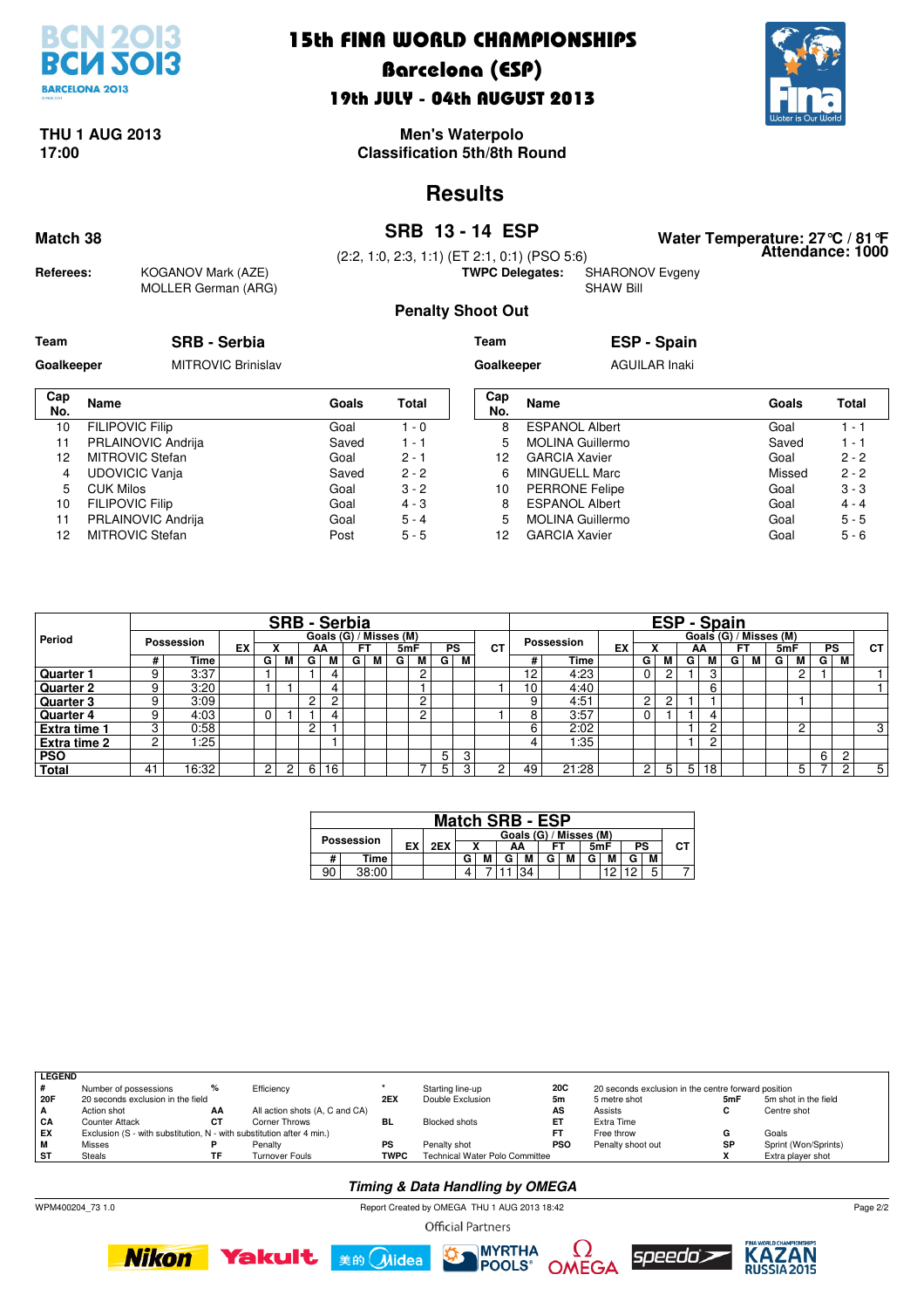# 15th FINA WORLD CHAMPIONSHIPS

## Barcelona (ESP)

### 19th JULY - 04th AUGUST 2013

**THU 1 AUG 2013**
**17:00**

**Men's Waterpolo**
**Classification 5th/8th Round**

## Results

**Match 38**

**SRB 13 - 14 ESP**

(2:2, 1:0, 2:3, 1:1) (ET 2:1, 0:1) (PSO 5:6)

**Water Temperature: 27℃ / 81℉**
**Attendance: 1000**

**Referees:** KOGANOV Mark (AZE), MOLLER German (ARG)

**TWPC Delegates:** SHARONOV Evgeny, SHAW Bill

### Penalty Shoot Out

**Team:** SRB - Serbia
**Goalkeeper:** MITROVIC Brinislav

| Cap No. | Name | Goals | Total |
|---|---|---|---|
| 10 | FILIPOVIC Filip | Goal | 1 - 0 |
| 11 | PRLAINOVIC Andrija | Saved | 1 - 1 |
| 12 | MITROVIC Stefan | Goal | 2 - 1 |
| 4 | UDOVICIC Vanja | Saved | 2 - 2 |
| 5 | CUK Milos | Goal | 3 - 2 |
| 10 | FILIPOVIC Filip | Goal | 4 - 3 |
| 11 | PRLAINOVIC Andrija | Goal | 5 - 4 |
| 12 | MITROVIC Stefan | Post | 5 - 5 |

**Team:** ESP - Spain
**Goalkeeper:** AGUILAR Inaki

| Cap No. | Name | Goals | Total |
|---|---|---|---|
| 8 | ESPANOL Albert | Goal | 1 - 1 |
| 5 | MOLINA Guillermo | Saved | 1 - 1 |
| 12 | GARCIA Xavier | Goal | 2 - 2 |
| 6 | MINGUELL Marc | Missed | 2 - 2 |
| 10 | PERRONE Felipe | Goal | 3 - 3 |
| 8 | ESPANOL Albert | Goal | 4 - 4 |
| 5 | MOLINA Guillermo | Goal | 5 - 5 |
| 12 | GARCIA Xavier | Goal | 5 - 6 |

| Period | SRB - Serbia | | | | | | | | | | | | | | ESP - Spain | | | | | | | | | | | | | |
|---|---|---|---|---|---|---|---|---|---|---|---|---|---|---|---|---|---|---|---|---|---|---|---|---|---|---|---|---|
| | Possession | | EX | Goals (G) / Misses (M) | | | | | | | | | | CT | Possession | | EX | Goals (G) / Misses (M) | | | | | | | | | | CT |
| | | | | X | | AA | | FT | | 5mF | | PS | | | | | | X | | AA | | FT | | 5mF | | PS | | |
| | # | Time | | G | M | G | M | G | M | G | M | G | M | | # | Time | | G | M | G | M | G | M | G | M | G | M | |
| Quarter 1 | 9 | 3:37 | | 1 | | 1 | 4 | | | | 2 | | | | 12 | 4:23 | | 0 | 2 | 1 | 3 | | | | 2 | 1 | | 1 |
| Quarter 2 | 9 | 3:20 | | 1 | 1 | | 4 | | | | 1 | | | 1 | 10 | 4:40 | | | | | 6 | | | | | | | 1 |
| Quarter 3 | 9 | 3:09 | | | | 2 | 2 | | | | 2 | | | | 9 | 4:51 | | 2 | 2 | 1 | 1 | | | | 1 | | | |
| Quarter 4 | 9 | 4:03 | | 0 | 1 | 1 | 4 | | | | 2 | | | 1 | 8 | 3:57 | | 0 | 1 | 1 | 4 | | | | | | | |
| Extra time 1 | 3 | 0:58 | | | | 2 | 1 | | | | | | | | 6 | 2:02 | | | | 1 | 2 | | | | 2 | | | 3 |
| Extra time 2 | 2 | 1:25 | | | | | 1 | | | | | | | | 4 | 1:35 | | | | 1 | 2 | | | | | | | |
| PSO | | | | | | | | | | | | 5 | 3 | | | | | | | | | | | | | 6 | 2 | |
| Total | 41 | 16:32 | | 2 | 2 | 6 | 16 | | | | 7 | 5 | 3 | 2 | 49 | 21:28 | | 2 | 5 | 5 | 18 | | | | 5 | 7 | 2 | 5 |

| Match SRB - ESP | | | | | | | | | | | | | |
|---|---|---|---|---|---|---|---|---|---|---|---|---|---|
| Possession | | EX | 2EX | Goals (G) / Misses (M) | | | | | | | | | CT |
| | | | | X | | AA | | FT | | 5mF | | PS | |
| # | Time | | | G | M | G | M | G | M | G | M | G | M | |
| 90 | 38:00 | | | 4 | 7 | 11 | 34 | | | | 12 | 12 | 5 | 7 |

**LEGEND**

| | | | | | | | | | |
|---|---|---|---|---|---|---|---|---|---|
| # | Number of possessions | % | Efficiency | * | Starting line-up | 20C | 20 seconds exclusion in the centre forward position | | |
| 20F | 20 seconds exclusion in the field | | | 2EX | Double Exclusion | 5m | 5 metre shot | 5mF | 5m shot in the field |
| A | Action shot | AA | All action shots (A, C and CA) | | | AS | Assists | C | Centre shot |
| CA | Counter Attack | CT | Corner Throws | BL | Blocked shots | ET | Extra Time | | |
| EX | Exclusion (S - with substitution, N - with substitution after 4 min.) | | | | | FT | Free throw | G | Goals |
| M | Misses | P | Penalty | PS | Penalty shot | PSO | Penalty shoot out | SP | Sprint (Won/Sprints) |
| ST | Steals | TF | Turnover Fouls | TWPC | Technical Water Polo Committee | | | X | Extra player shot |

*Timing & Data Handling by OMEGA*